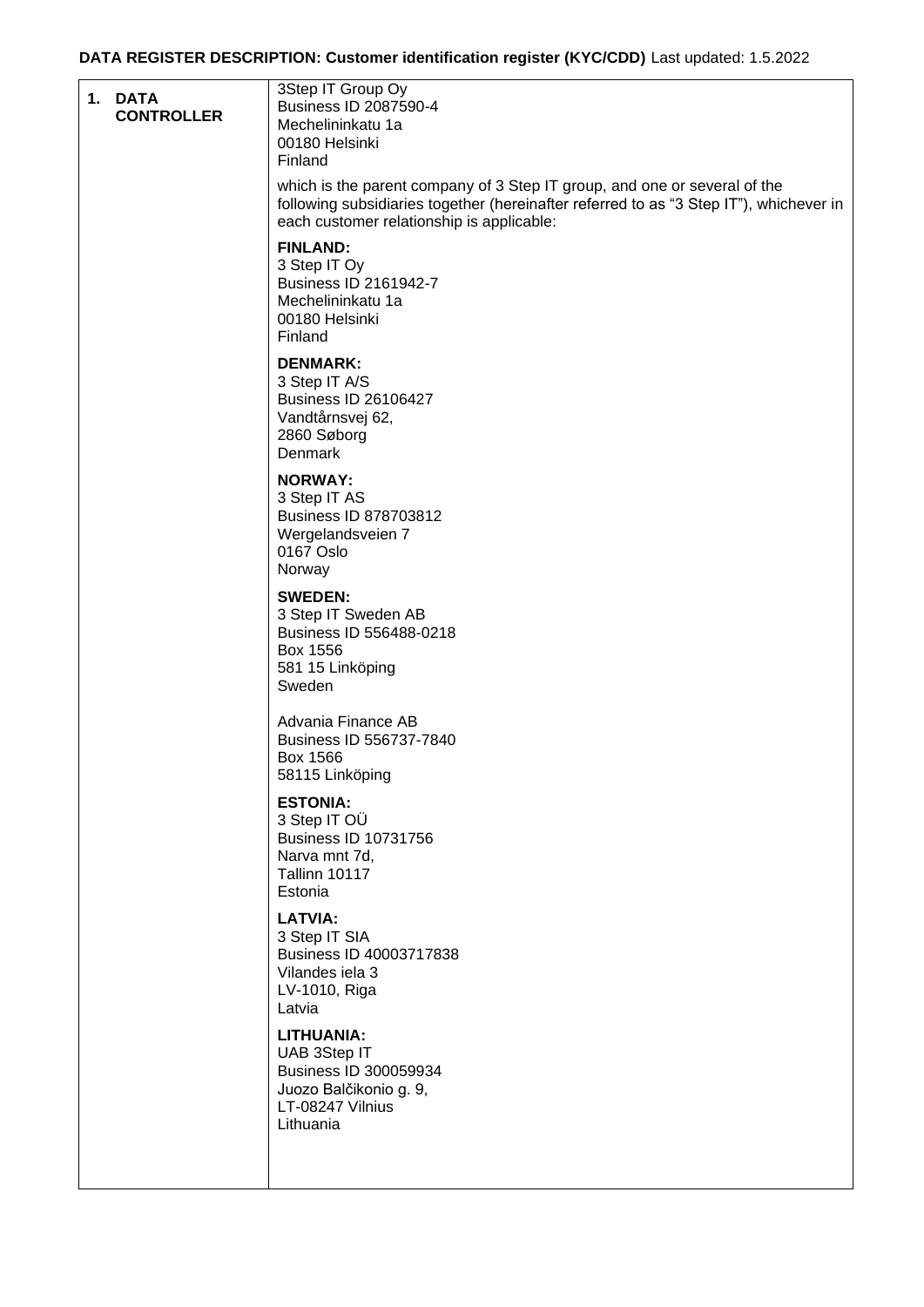**DATA REGISTER DESCRIPTION: Customer identification register (KYC/CDD)** Last updated: 1.5.2022

| | |
|---|---|
| **1. DATA CONTROLLER** | 3Step IT Group Oy<br>Business ID 2087590-4<br>Mechelininkatu 1a<br>00180 Helsinki<br>Finland<br><br>which is the parent company of 3 Step IT group, and one or several of the following subsidiaries together (hereinafter referred to as "3 Step IT"), whichever in each customer relationship is applicable:<br><br>**FINLAND:**<br>3 Step IT Oy<br>Business ID 2161942-7<br>Mechelininkatu 1a<br>00180 Helsinki<br>Finland<br><br>**DENMARK:**<br>3 Step IT A/S<br>Business ID 26106427<br>Vandtårnsvej 62,<br>2860 Søborg<br>Denmark<br><br>**NORWAY:**<br>3 Step IT AS<br>Business ID 878703812<br>Wergelandsveien 7<br>0167 Oslo<br>Norway<br><br>**SWEDEN:**<br>3 Step IT Sweden AB<br>Business ID 556488-0218<br>Box 1556<br>581 15 Linköping<br>Sweden<br><br>Advania Finance AB<br>Business ID 556737-7840<br>Box 1566<br>58115 Linköping<br><br>**ESTONIA:**<br>3 Step IT OÜ<br>Business ID 10731756<br>Narva mnt 7d,<br>Tallinn 10117<br>Estonia<br><br>**LATVIA:**<br>3 Step IT SIA<br>Business ID 40003717838<br>Vilandes iela 3<br>LV-1010, Riga<br>Latvia<br><br>**LITHUANIA:**<br>UAB 3Step IT<br>Business ID 300059934<br>Juozo Balčikonio g. 9,<br>LT-08247 Vilnius<br>Lithuania |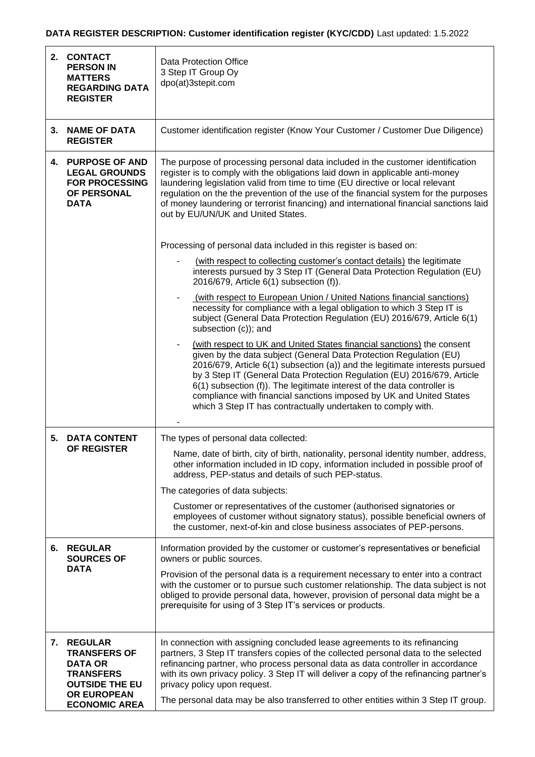**DATA REGISTER DESCRIPTION: Customer identification register (KYC/CDD)** Last updated: 1.5.2022

| | |
|---|---|
| **2. CONTACT PERSON IN MATTERS REGARDING DATA REGISTER** | Data Protection Office<br>3 Step IT Group Oy<br>dpo(at)3stepit.com |
| **3. NAME OF DATA REGISTER** | Customer identification register (Know Your Customer / Customer Due Diligence) |
| **4. PURPOSE OF AND LEGAL GROUNDS FOR PROCESSING OF PERSONAL DATA** | The purpose of processing personal data included in the customer identification register is to comply with the obligations laid down in applicable anti-money laundering legislation valid from time to time (EU directive or local relevant regulation on the the prevention of the use of the financial system for the purposes of money laundering or terrorist financing) and international financial sanctions laid out by EU/UN/UK and United States.<br><br>Processing of personal data included in this register is based on:<br>- (with respect to collecting customer's contact details) the legitimate interests pursued by 3 Step IT (General Data Protection Regulation (EU) 2016/679, Article 6(1) subsection (f)).<br>- (with respect to European Union / United Nations financial sanctions) necessity for compliance with a legal obligation to which 3 Step IT is subject (General Data Protection Regulation (EU) 2016/679, Article 6(1) subsection (c)); and<br>- (with respect to UK and United States financial sanctions) the consent given by the data subject (General Data Protection Regulation (EU) 2016/679, Article 6(1) subsection (a)) and the legitimate interests pursued by 3 Step IT (General Data Protection Regulation (EU) 2016/679, Article 6(1) subsection (f)). The legitimate interest of the data controller is compliance with financial sanctions imposed by UK and United States which 3 Step IT has contractually undertaken to comply with.<br>- |
| **5. DATA CONTENT OF REGISTER** | The types of personal data collected:<br>Name, date of birth, city of birth, nationality, personal identity number, address, other information included in ID copy, information included in possible proof of address, PEP-status and details of such PEP-status.<br>The categories of data subjects:<br>Customer or representatives of the customer (authorised signatories or employees of customer without signatory status), possible beneficial owners of the customer, next-of-kin and close business associates of PEP-persons. |
| **6. REGULAR SOURCES OF DATA** | Information provided by the customer or customer's representatives or beneficial owners or public sources.<br>Provision of the personal data is a requirement necessary to enter into a contract with the customer or to pursue such customer relationship. The data subject is not obliged to provide personal data, however, provision of personal data might be a prerequisite for using of 3 Step IT's services or products. |
| **7. REGULAR TRANSFERS OF DATA OR TRANSFERS OUTSIDE THE EU OR EUROPEAN ECONOMIC AREA** | In connection with assigning concluded lease agreements to its refinancing partners, 3 Step IT transfers copies of the collected personal data to the selected refinancing partner, who process personal data as data controller in accordance with its own privacy policy. 3 Step IT will deliver a copy of the refinancing partner's privacy policy upon request.<br>The personal data may be also transferred to other entities within 3 Step IT group. |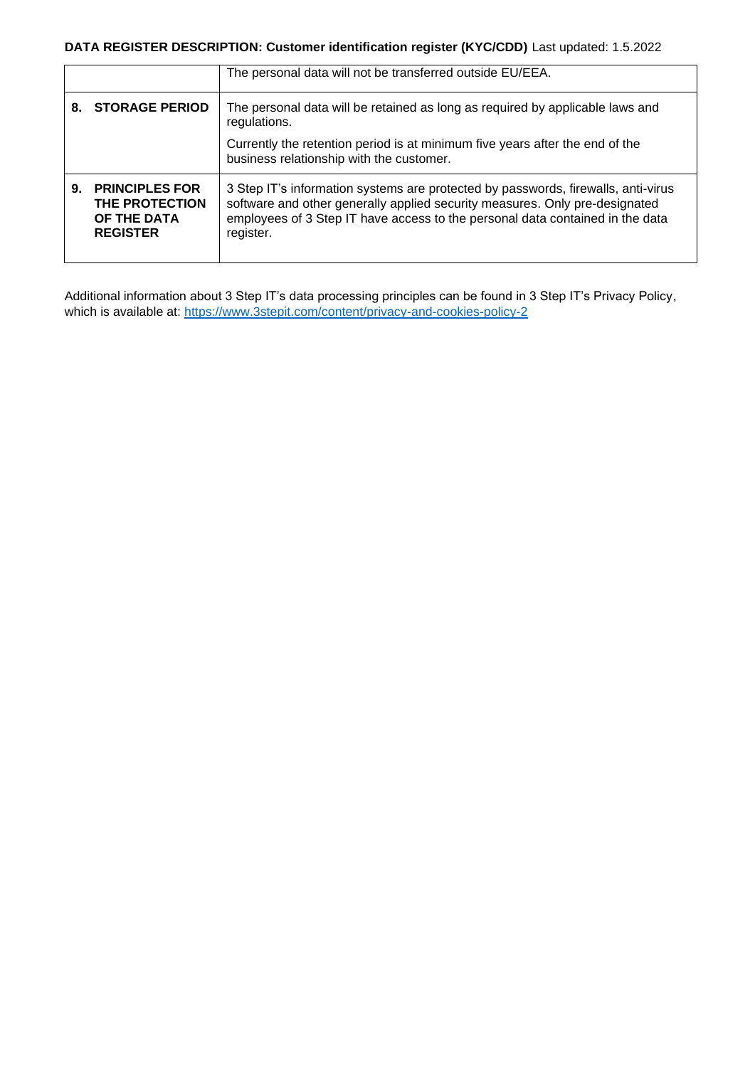| | |
|---|---|
| | The personal data will not be transferred outside EU/EEA. |
| **8. STORAGE PERIOD** | The personal data will be retained as long as required by applicable laws and regulations.<br><br>Currently the retention period is at minimum five years after the end of the business relationship with the customer. |
| **9. PRINCIPLES FOR THE PROTECTION OF THE DATA REGISTER** | 3 Step IT's information systems are protected by passwords, firewalls, anti-virus software and other generally applied security measures. Only pre-designated employees of 3 Step IT have access to the personal data contained in the data register. |

Additional information about 3 Step IT's data processing principles can be found in 3 Step IT's Privacy Policy, which is available at: https://www.3stepit.com/content/privacy-and-cookies-policy-2